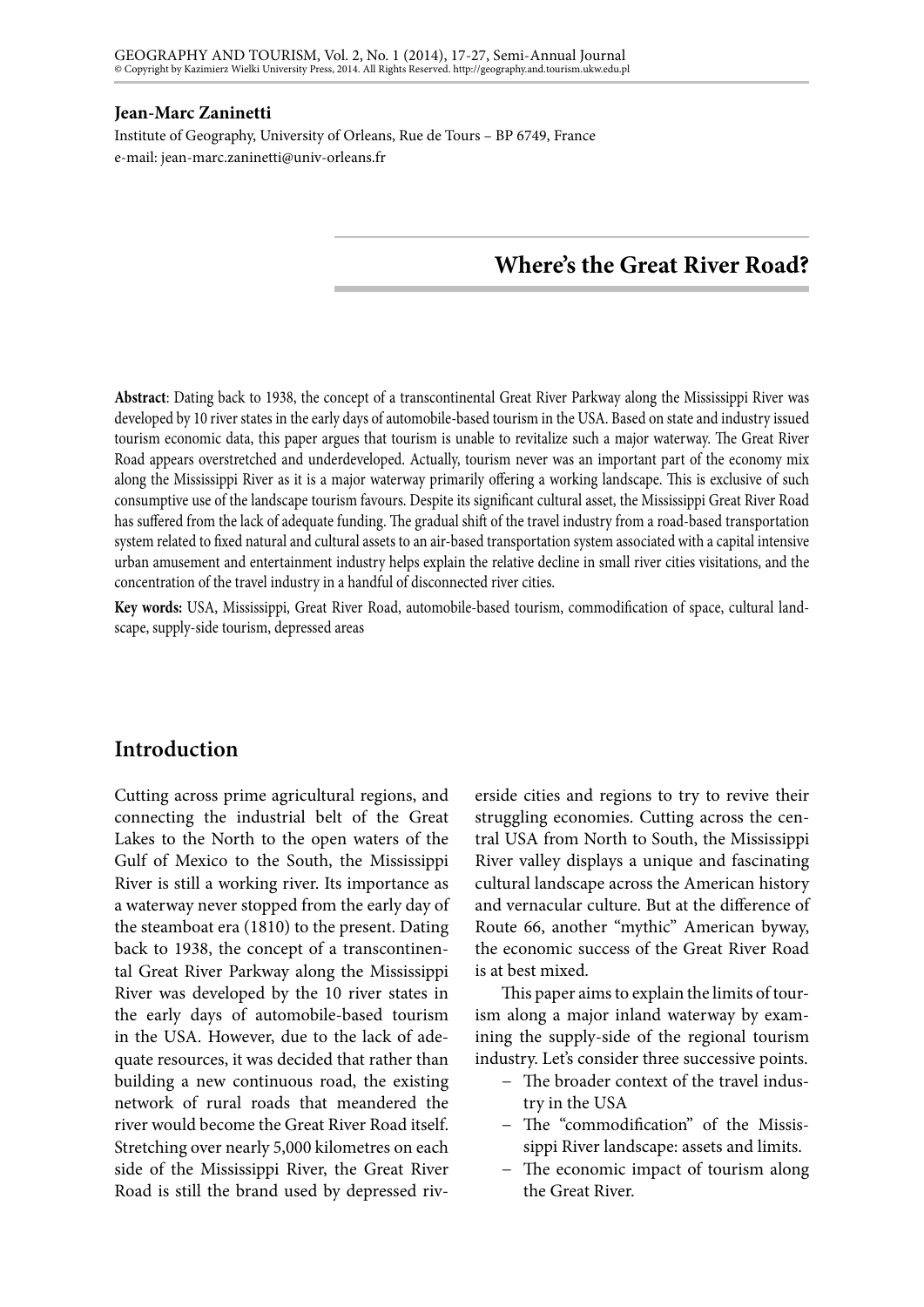**Jean-Marc Zaninetti**

Institute of Geography, University of Orleans, Rue de Tours – BP 6749, France
e-mail: jean-marc.zaninetti@univ-orleans.fr

# Where's the Great River Road?

**Abstract**: Dating back to 1938, the concept of a transcontinental Great River Parkway along the Mississippi River was developed by 10 river states in the early days of automobile-based tourism in the USA. Based on state and industry issued tourism economic data, this paper argues that tourism is unable to revitalize such a major waterway. The Great River Road appears overstretched and underdeveloped. Actually, tourism never was an important part of the economy mix along the Mississippi River as it is a major waterway primarily offering a working landscape. This is exclusive of such consumptive use of the landscape tourism favours. Despite its significant cultural asset, the Mississippi Great River Road has suffered from the lack of adequate funding. The gradual shift of the travel industry from a road-based transportation system related to fixed natural and cultural assets to an air-based transportation system associated with a capital intensive urban amusement and entertainment industry helps explain the relative decline in small river cities visitations, and the concentration of the travel industry in a handful of disconnected river cities.

**Key words:** USA, Mississippi, Great River Road, automobile-based tourism, commodification of space, cultural landscape, supply-side tourism, depressed areas

## Introduction

Cutting across prime agricultural regions, and connecting the industrial belt of the Great Lakes to the North to the open waters of the Gulf of Mexico to the South, the Mississippi River is still a working river. Its importance as a waterway never stopped from the early day of the steamboat era (1810) to the present. Dating back to 1938, the concept of a transcontinental Great River Parkway along the Mississippi River was developed by the 10 river states in the early days of automobile-based tourism in the USA. However, due to the lack of adequate resources, it was decided that rather than building a new continuous road, the existing network of rural roads that meandered the river would become the Great River Road itself. Stretching over nearly 5,000 kilometres on each side of the Mississippi River, the Great River Road is still the brand used by depressed riverside cities and regions to try to revive their struggling economies. Cutting across the central USA from North to South, the Mississippi River valley displays a unique and fascinating cultural landscape across the American history and vernacular culture. But at the difference of Route 66, another "mythic" American byway, the economic success of the Great River Road is at best mixed.

This paper aims to explain the limits of tourism along a major inland waterway by examining the supply-side of the regional tourism industry. Let's consider three successive points.

- The broader context of the travel industry in the USA
- The "commodification" of the Mississippi River landscape: assets and limits.
- The economic impact of tourism along the Great River.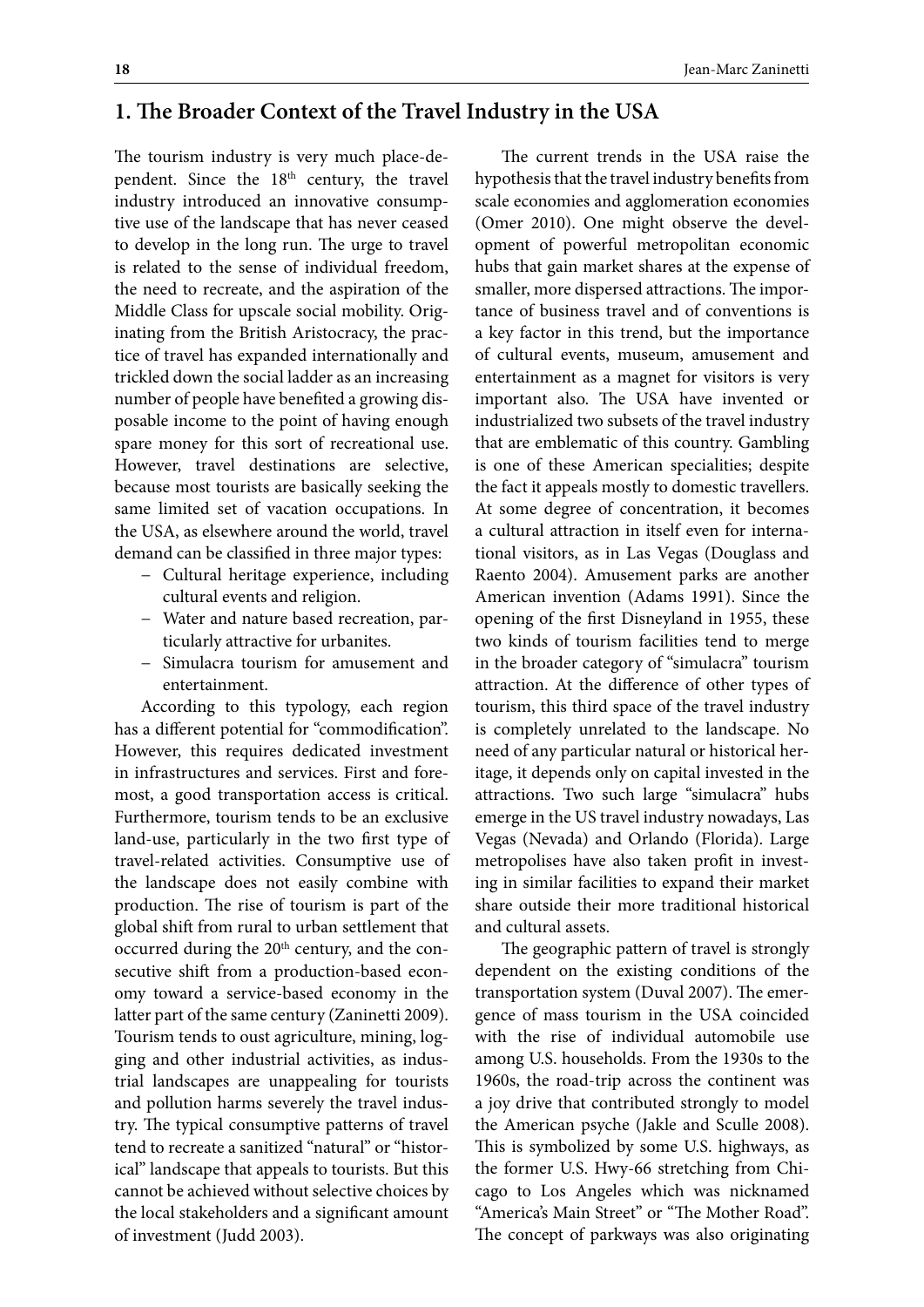## 1. The Broader Context of the Travel Industry in the USA

The tourism industry is very much place-dependent. Since the 18th century, the travel industry introduced an innovative consumptive use of the landscape that has never ceased to develop in the long run. The urge to travel is related to the sense of individual freedom, the need to recreate, and the aspiration of the Middle Class for upscale social mobility. Originating from the British Aristocracy, the practice of travel has expanded internationally and trickled down the social ladder as an increasing number of people have benefited a growing disposable income to the point of having enough spare money for this sort of recreational use. However, travel destinations are selective, because most tourists are basically seeking the same limited set of vacation occupations. In the USA, as elsewhere around the world, travel demand can be classified in three major types:

- Cultural heritage experience, including cultural events and religion.
- Water and nature based recreation, particularly attractive for urbanites.
- Simulacra tourism for amusement and entertainment.

According to this typology, each region has a different potential for "commodification". However, this requires dedicated investment in infrastructures and services. First and foremost, a good transportation access is critical. Furthermore, tourism tends to be an exclusive land-use, particularly in the two first type of travel-related activities. Consumptive use of the landscape does not easily combine with production. The rise of tourism is part of the global shift from rural to urban settlement that occurred during the 20th century, and the consecutive shift from a production-based economy toward a service-based economy in the latter part of the same century (Zaninetti 2009). Tourism tends to oust agriculture, mining, logging and other industrial activities, as industrial landscapes are unappealing for tourists and pollution harms severely the travel industry. The typical consumptive patterns of travel tend to recreate a sanitized "natural" or "historical" landscape that appeals to tourists. But this cannot be achieved without selective choices by the local stakeholders and a significant amount of investment (Judd 2003).

The current trends in the USA raise the hypothesis that the travel industry benefits from scale economies and agglomeration economies (Omer 2010). One might observe the development of powerful metropolitan economic hubs that gain market shares at the expense of smaller, more dispersed attractions. The importance of business travel and of conventions is a key factor in this trend, but the importance of cultural events, museum, amusement and entertainment as a magnet for visitors is very important also. The USA have invented or industrialized two subsets of the travel industry that are emblematic of this country. Gambling is one of these American specialities; despite the fact it appeals mostly to domestic travellers. At some degree of concentration, it becomes a cultural attraction in itself even for international visitors, as in Las Vegas (Douglass and Raento 2004). Amusement parks are another American invention (Adams 1991). Since the opening of the first Disneyland in 1955, these two kinds of tourism facilities tend to merge in the broader category of "simulacra" tourism attraction. At the difference of other types of tourism, this third space of the travel industry is completely unrelated to the landscape. No need of any particular natural or historical heritage, it depends only on capital invested in the attractions. Two such large "simulacra" hubs emerge in the US travel industry nowadays, Las Vegas (Nevada) and Orlando (Florida). Large metropolises have also taken profit in investing in similar facilities to expand their market share outside their more traditional historical and cultural assets.

The geographic pattern of travel is strongly dependent on the existing conditions of the transportation system (Duval 2007). The emergence of mass tourism in the USA coincided with the rise of individual automobile use among U.S. households. From the 1930s to the 1960s, the road-trip across the continent was a joy drive that contributed strongly to model the American psyche (Jakle and Sculle 2008). This is symbolized by some U.S. highways, as the former U.S. Hwy-66 stretching from Chicago to Los Angeles which was nicknamed "America's Main Street" or "The Mother Road". The concept of parkways was also originating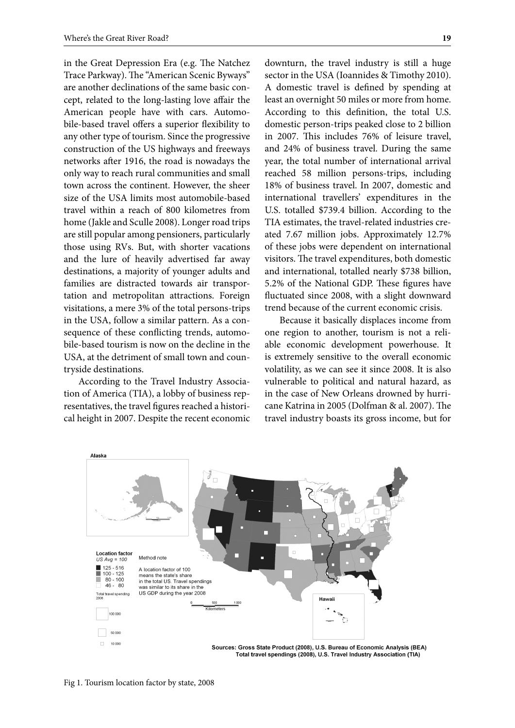in the Great Depression Era (e.g. The Natchez Trace Parkway). The "American Scenic Byways" are another declinations of the same basic concept, related to the long-lasting love affair the American people have with cars. Automobile-based travel offers a superior flexibility to any other type of tourism. Since the progressive construction of the US highways and freeways networks after 1916, the road is nowadays the only way to reach rural communities and small town across the continent. However, the sheer size of the USA limits most automobile-based travel within a reach of 800 kilometres from home (Jakle and Sculle 2008). Longer road trips are still popular among pensioners, particularly those using RVs. But, with shorter vacations and the lure of heavily advertised far away destinations, a majority of younger adults and families are distracted towards air transportation and metropolitan attractions. Foreign visitations, a mere 3% of the total persons-trips in the USA, follow a similar pattern. As a consequence of these conflicting trends, automobile-based tourism is now on the decline in the USA, at the detriment of small town and countryside destinations.

According to the Travel Industry Association of America (TIA), a lobby of business representatives, the travel figures reached a historical height in 2007. Despite the recent economic downturn, the travel industry is still a huge sector in the USA (Ioannides & Timothy 2010). A domestic travel is defined by spending at least an overnight 50 miles or more from home. According to this definition, the total U.S. domestic person-trips peaked close to 2 billion in 2007. This includes 76% of leisure travel, and 24% of business travel. During the same year, the total number of international arrival reached 58 million persons-trips, including 18% of business travel. In 2007, domestic and international travellers' expenditures in the U.S. totalled $739.4 billion. According to the TIA estimates, the travel-related industries created 7.67 million jobs. Approximately 12.7% of these jobs were dependent on international visitors. The travel expenditures, both domestic and international, totalled nearly $738 billion, 5.2% of the National GDP. These figures have fluctuated since 2008, with a slight downward trend because of the current economic crisis.

Because it basically displaces income from one region to another, tourism is not a reliable economic development powerhouse. It is extremely sensitive to the overall economic volatility, as we can see it since 2008. It is also vulnerable to political and natural hazard, as in the case of New Orleans drowned by hurricane Katrina in 2005 (Dolfman & al. 2007). The travel industry boasts its gross income, but for

Fig 1. Tourism location factor by state, 2008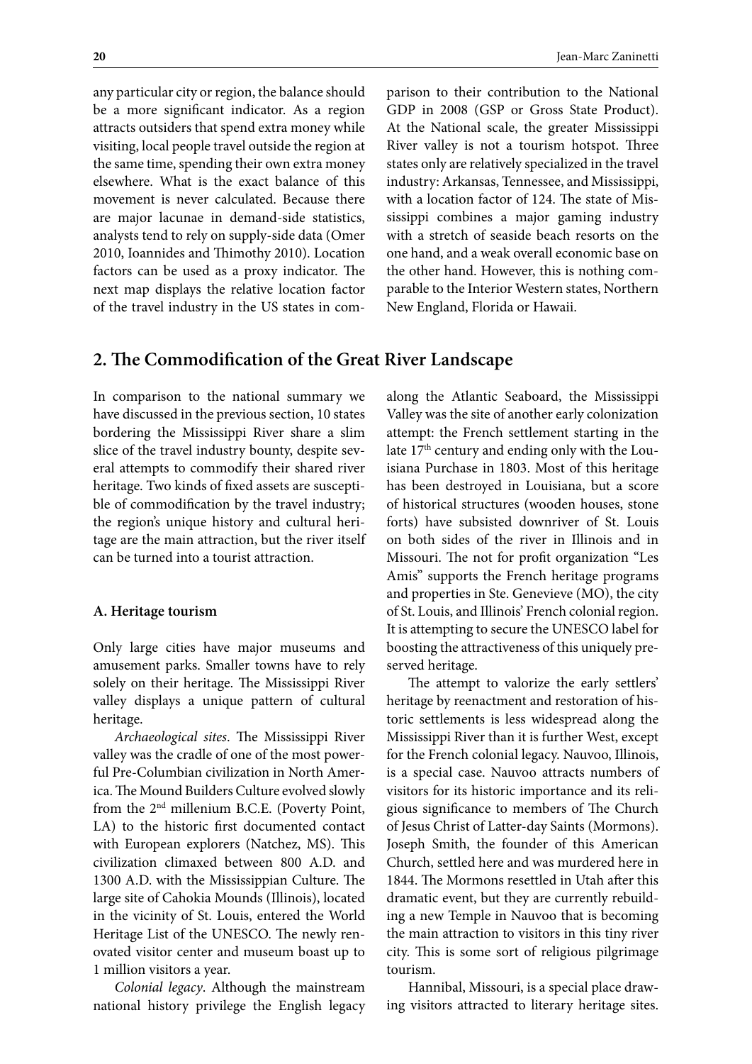any particular city or region, the balance should be a more significant indicator. As a region attracts outsiders that spend extra money while visiting, local people travel outside the region at the same time, spending their own extra money elsewhere. What is the exact balance of this movement is never calculated. Because there are major lacunae in demand-side statistics, analysts tend to rely on supply-side data (Omer 2010, Ioannides and Thimothy 2010). Location factors can be used as a proxy indicator. The next map displays the relative location factor of the travel industry in the US states in comparison to their contribution to the National GDP in 2008 (GSP or Gross State Product). At the National scale, the greater Mississippi River valley is not a tourism hotspot. Three states only are relatively specialized in the travel industry: Arkansas, Tennessee, and Mississippi, with a location factor of 124. The state of Mississippi combines a major gaming industry with a stretch of seaside beach resorts on the one hand, and a weak overall economic base on the other hand. However, this is nothing comparable to the Interior Western states, Northern New England, Florida or Hawaii.

## 2. The Commodification of the Great River Landscape

In comparison to the national summary we have discussed in the previous section, 10 states bordering the Mississippi River share a slim slice of the travel industry bounty, despite several attempts to commodify their shared river heritage. Two kinds of fixed assets are susceptible of commodification by the travel industry; the region's unique history and cultural heritage are the main attraction, but the river itself can be turned into a tourist attraction.

### A. Heritage tourism

Only large cities have major museums and amusement parks. Smaller towns have to rely solely on their heritage. The Mississippi River valley displays a unique pattern of cultural heritage.

*Archaeological sites*. The Mississippi River valley was the cradle of one of the most powerful Pre-Columbian civilization in North America. The Mound Builders Culture evolved slowly from the 2nd millenium B.C.E. (Poverty Point, LA) to the historic first documented contact with European explorers (Natchez, MS). This civilization climaxed between 800 A.D. and 1300 A.D. with the Mississippian Culture. The large site of Cahokia Mounds (Illinois), located in the vicinity of St. Louis, entered the World Heritage List of the UNESCO. The newly renovated visitor center and museum boast up to 1 million visitors a year.

*Colonial legacy*. Although the mainstream national history privilege the English legacy along the Atlantic Seaboard, the Mississippi Valley was the site of another early colonization attempt: the French settlement starting in the late 17th century and ending only with the Louisiana Purchase in 1803. Most of this heritage has been destroyed in Louisiana, but a score of historical structures (wooden houses, stone forts) have subsisted downriver of St. Louis on both sides of the river in Illinois and in Missouri. The not for profit organization "Les Amis" supports the French heritage programs and properties in Ste. Genevieve (MO), the city of St. Louis, and Illinois' French colonial region. It is attempting to secure the UNESCO label for boosting the attractiveness of this uniquely preserved heritage.

The attempt to valorize the early settlers' heritage by reenactment and restoration of historic settlements is less widespread along the Mississippi River than it is further West, except for the French colonial legacy. Nauvoo, Illinois, is a special case. Nauvoo attracts numbers of visitors for its historic importance and its religious significance to members of The Church of Jesus Christ of Latter-day Saints (Mormons). Joseph Smith, the founder of this American Church, settled here and was murdered here in 1844. The Mormons resettled in Utah after this dramatic event, but they are currently rebuilding a new Temple in Nauvoo that is becoming the main attraction to visitors in this tiny river city. This is some sort of religious pilgrimage tourism.

Hannibal, Missouri, is a special place drawing visitors attracted to literary heritage sites.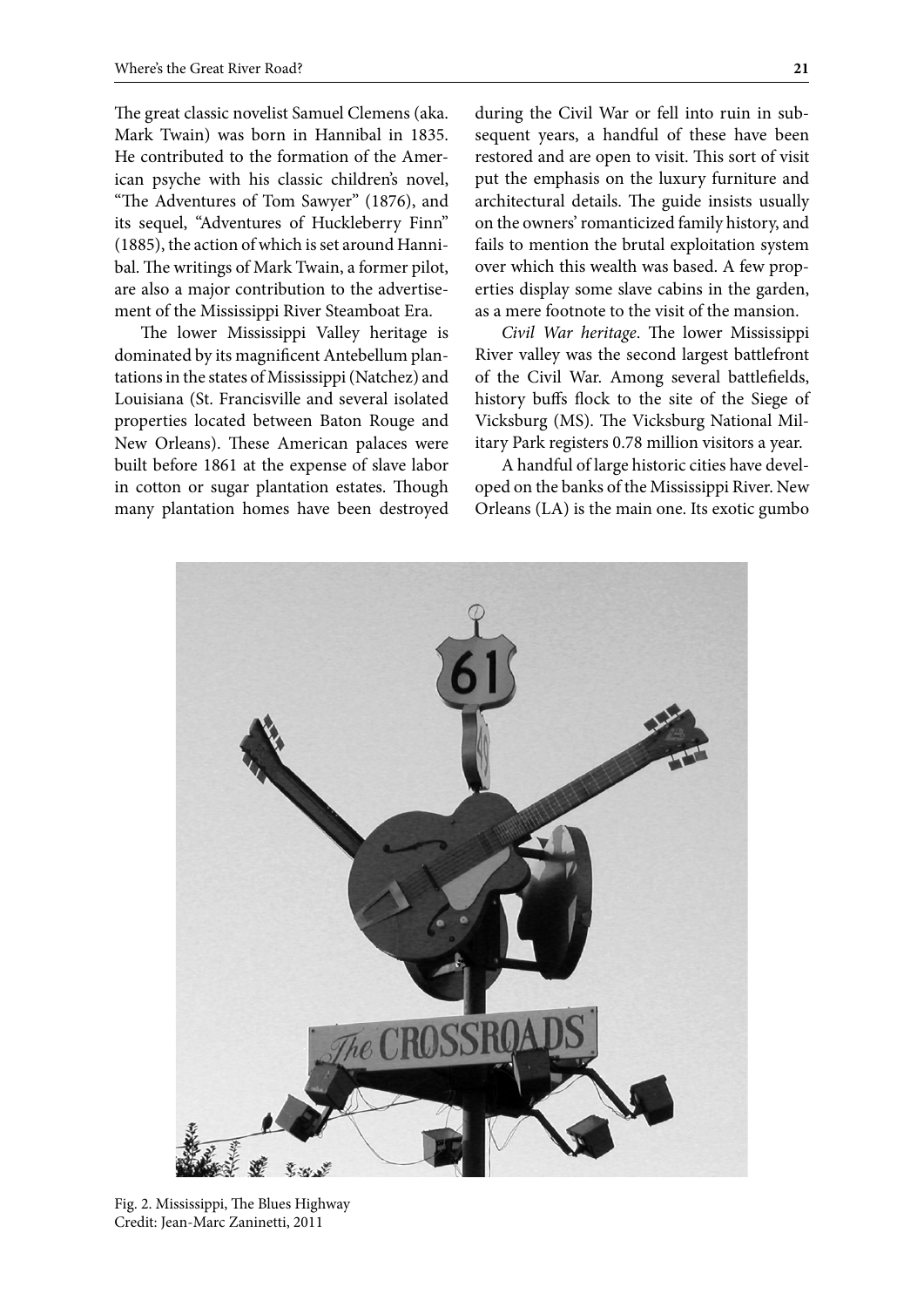The great classic novelist Samuel Clemens (aka. Mark Twain) was born in Hannibal in 1835. He contributed to the formation of the American psyche with his classic children's novel, "The Adventures of Tom Sawyer" (1876), and its sequel, "Adventures of Huckleberry Finn" (1885), the action of which is set around Hannibal. The writings of Mark Twain, a former pilot, are also a major contribution to the advertisement of the Mississippi River Steamboat Era.

The lower Mississippi Valley heritage is dominated by its magnificent Antebellum plantations in the states of Mississippi (Natchez) and Louisiana (St. Francisville and several isolated properties located between Baton Rouge and New Orleans). These American palaces were built before 1861 at the expense of slave labor in cotton or sugar plantation estates. Though many plantation homes have been destroyed during the Civil War or fell into ruin in subsequent years, a handful of these have been restored and are open to visit. This sort of visit put the emphasis on the luxury furniture and architectural details. The guide insists usually on the owners' romanticized family history, and fails to mention the brutal exploitation system over which this wealth was based. A few properties display some slave cabins in the garden, as a mere footnote to the visit of the mansion.

*Civil War heritage*. The lower Mississippi River valley was the second largest battlefront of the Civil War. Among several battlefields, history buffs flock to the site of the Siege of Vicksburg (MS). The Vicksburg National Military Park registers 0.78 million visitors a year.

A handful of large historic cities have developed on the banks of the Mississippi River. New Orleans (LA) is the main one. Its exotic gumbo

Fig. 2. Mississippi, The Blues Highway
Credit: Jean-Marc Zaninetti, 2011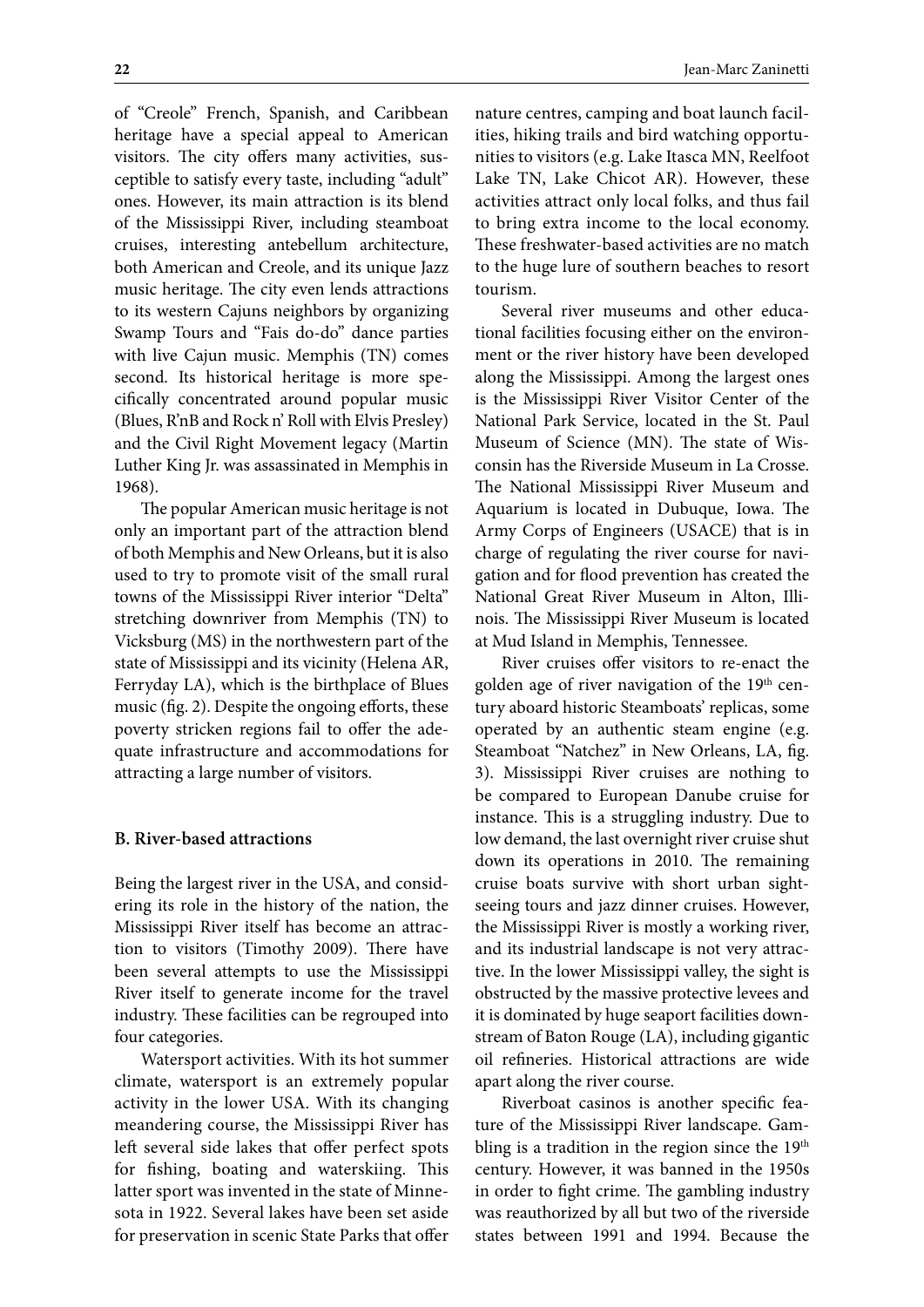of "Creole" French, Spanish, and Caribbean heritage have a special appeal to American visitors. The city offers many activities, susceptible to satisfy every taste, including "adult" ones. However, its main attraction is its blend of the Mississippi River, including steamboat cruises, interesting antebellum architecture, both American and Creole, and its unique Jazz music heritage. The city even lends attractions to its western Cajuns neighbors by organizing Swamp Tours and "Fais do-do" dance parties with live Cajun music. Memphis (TN) comes second. Its historical heritage is more specifically concentrated around popular music (Blues, R'nB and Rock n' Roll with Elvis Presley) and the Civil Right Movement legacy (Martin Luther King Jr. was assassinated in Memphis in 1968).

The popular American music heritage is not only an important part of the attraction blend of both Memphis and New Orleans, but it is also used to try to promote visit of the small rural towns of the Mississippi River interior "Delta" stretching downriver from Memphis (TN) to Vicksburg (MS) in the northwestern part of the state of Mississippi and its vicinity (Helena AR, Ferryday LA), which is the birthplace of Blues music (fig. 2). Despite the ongoing efforts, these poverty stricken regions fail to offer the adequate infrastructure and accommodations for attracting a large number of visitors.

### B. River-based attractions

Being the largest river in the USA, and considering its role in the history of the nation, the Mississippi River itself has become an attraction to visitors (Timothy 2009). There have been several attempts to use the Mississippi River itself to generate income for the travel industry. These facilities can be regrouped into four categories.

Watersport activities. With its hot summer climate, watersport is an extremely popular activity in the lower USA. With its changing meandering course, the Mississippi River has left several side lakes that offer perfect spots for fishing, boating and waterskiing. This latter sport was invented in the state of Minnesota in 1922. Several lakes have been set aside for preservation in scenic State Parks that offer nature centres, camping and boat launch facilities, hiking trails and bird watching opportunities to visitors (e.g. Lake Itasca MN, Reelfoot Lake TN, Lake Chicot AR). However, these activities attract only local folks, and thus fail to bring extra income to the local economy. These freshwater-based activities are no match to the huge lure of southern beaches to resort tourism.

Several river museums and other educational facilities focusing either on the environment or the river history have been developed along the Mississippi. Among the largest ones is the Mississippi River Visitor Center of the National Park Service, located in the St. Paul Museum of Science (MN). The state of Wisconsin has the Riverside Museum in La Crosse. The National Mississippi River Museum and Aquarium is located in Dubuque, Iowa. The Army Corps of Engineers (USACE) that is in charge of regulating the river course for navigation and for flood prevention has created the National Great River Museum in Alton, Illinois. The Mississippi River Museum is located at Mud Island in Memphis, Tennessee.

River cruises offer visitors to re-enact the golden age of river navigation of the 19th century aboard historic Steamboats' replicas, some operated by an authentic steam engine (e.g. Steamboat "Natchez" in New Orleans, LA, fig. 3). Mississippi River cruises are nothing to be compared to European Danube cruise for instance. This is a struggling industry. Due to low demand, the last overnight river cruise shut down its operations in 2010. The remaining cruise boats survive with short urban sightseeing tours and jazz dinner cruises. However, the Mississippi River is mostly a working river, and its industrial landscape is not very attractive. In the lower Mississippi valley, the sight is obstructed by the massive protective levees and it is dominated by huge seaport facilities downstream of Baton Rouge (LA), including gigantic oil refineries. Historical attractions are wide apart along the river course.

Riverboat casinos is another specific feature of the Mississippi River landscape. Gambling is a tradition in the region since the 19th century. However, it was banned in the 1950s in order to fight crime. The gambling industry was reauthorized by all but two of the riverside states between 1991 and 1994. Because the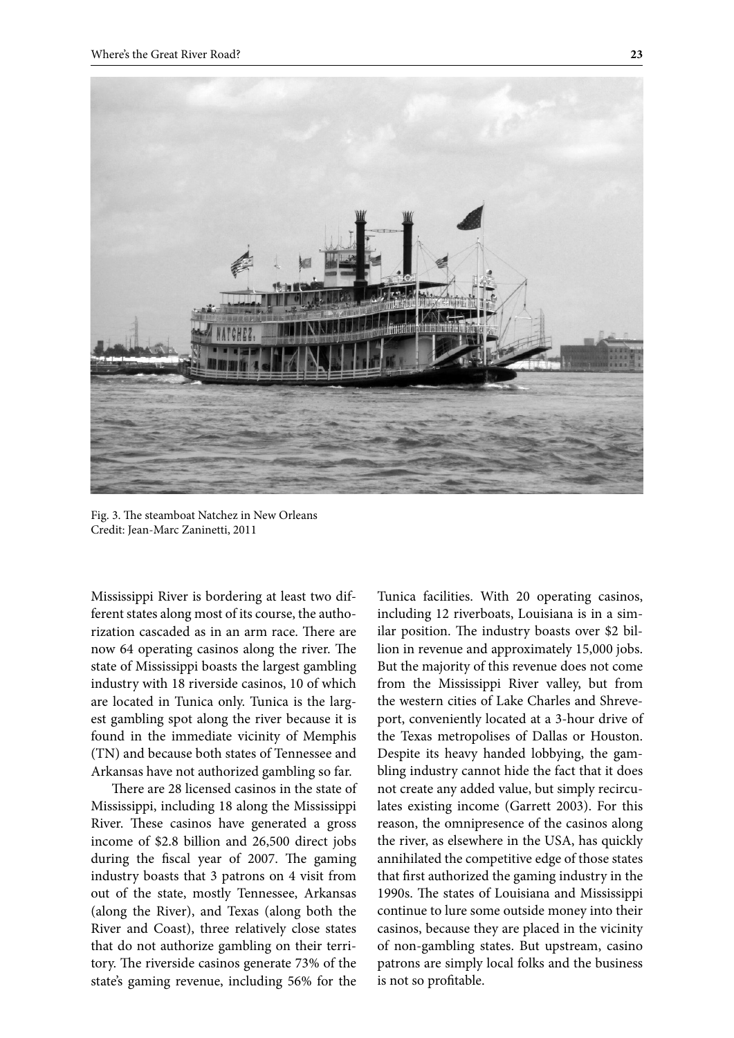Fig. 3. The steamboat Natchez in New Orleans
Credit: Jean-Marc Zaninetti, 2011

Mississippi River is bordering at least two different states along most of its course, the authorization cascaded as in an arm race. There are now 64 operating casinos along the river. The state of Mississippi boasts the largest gambling industry with 18 riverside casinos, 10 of which are located in Tunica only. Tunica is the largest gambling spot along the river because it is found in the immediate vicinity of Memphis (TN) and because both states of Tennessee and Arkansas have not authorized gambling so far.

There are 28 licensed casinos in the state of Mississippi, including 18 along the Mississippi River. These casinos have generated a gross income of $2.8 billion and 26,500 direct jobs during the fiscal year of 2007. The gaming industry boasts that 3 patrons on 4 visit from out of the state, mostly Tennessee, Arkansas (along the River), and Texas (along both the River and Coast), three relatively close states that do not authorize gambling on their territory. The riverside casinos generate 73% of the state's gaming revenue, including 56% for the Tunica facilities. With 20 operating casinos, including 12 riverboats, Louisiana is in a similar position. The industry boasts over $2 billion in revenue and approximately 15,000 jobs. But the majority of this revenue does not come from the Mississippi River valley, but from the western cities of Lake Charles and Shreveport, conveniently located at a 3-hour drive of the Texas metropolises of Dallas or Houston. Despite its heavy handed lobbying, the gambling industry cannot hide the fact that it does not create any added value, but simply recirculates existing income (Garrett 2003). For this reason, the omnipresence of the casinos along the river, as elsewhere in the USA, has quickly annihilated the competitive edge of those states that first authorized the gaming industry in the 1990s. The states of Louisiana and Mississippi continue to lure some outside money into their casinos, because they are placed in the vicinity of non-gambling states. But upstream, casino patrons are simply local folks and the business is not so profitable.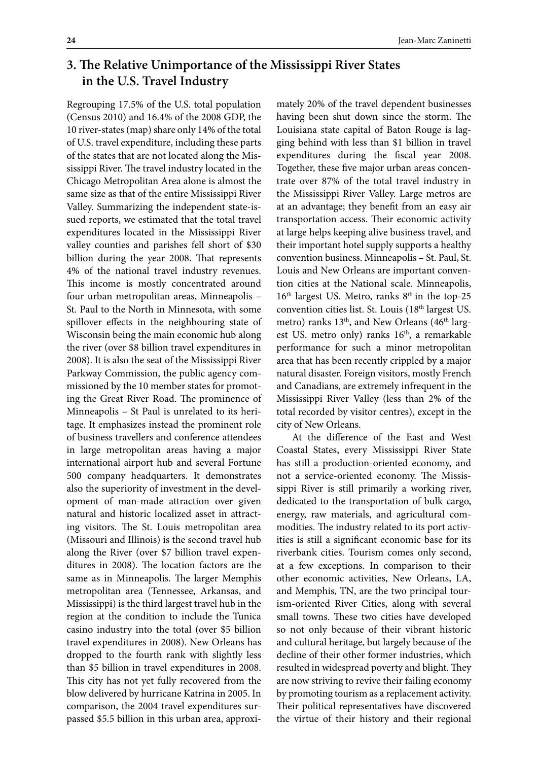## 3. The Relative Unimportance of the Mississippi River States in the U.S. Travel Industry

Regrouping 17.5% of the U.S. total population (Census 2010) and 16.4% of the 2008 GDP, the 10 river-states (map) share only 14% of the total of U.S. travel expenditure, including these parts of the states that are not located along the Mississippi River. The travel industry located in the Chicago Metropolitan Area alone is almost the same size as that of the entire Mississippi River Valley. Summarizing the independent state-issued reports, we estimated that the total travel expenditures located in the Mississippi River valley counties and parishes fell short of $30 billion during the year 2008. That represents 4% of the national travel industry revenues. This income is mostly concentrated around four urban metropolitan areas, Minneapolis – St. Paul to the North in Minnesota, with some spillover effects in the neighbouring state of Wisconsin being the main economic hub along the river (over $8 billion travel expenditures in 2008). It is also the seat of the Mississippi River Parkway Commission, the public agency commissioned by the 10 member states for promoting the Great River Road. The prominence of Minneapolis – St Paul is unrelated to its heritage. It emphasizes instead the prominent role of business travellers and conference attendees in large metropolitan areas having a major international airport hub and several Fortune 500 company headquarters. It demonstrates also the superiority of investment in the development of man-made attraction over given natural and historic localized asset in attracting visitors. The St. Louis metropolitan area (Missouri and Illinois) is the second travel hub along the River (over $7 billion travel expenditures in 2008). The location factors are the same as in Minneapolis. The larger Memphis metropolitan area (Tennessee, Arkansas, and Mississippi) is the third largest travel hub in the region at the condition to include the Tunica casino industry into the total (over $5 billion travel expenditures in 2008). New Orleans has dropped to the fourth rank with slightly less than $5 billion in travel expenditures in 2008. This city has not yet fully recovered from the blow delivered by hurricane Katrina in 2005. In comparison, the 2004 travel expenditures surpassed $5.5 billion in this urban area, approximately 20% of the travel dependent businesses having been shut down since the storm. The Louisiana state capital of Baton Rouge is lagging behind with less than $1 billion in travel expenditures during the fiscal year 2008. Together, these five major urban areas concentrate over 87% of the total travel industry in the Mississippi River Valley. Large metros are at an advantage; they benefit from an easy air transportation access. Their economic activity at large helps keeping alive business travel, and their important hotel supply supports a healthy convention business. Minneapolis – St. Paul, St. Louis and New Orleans are important convention cities at the National scale. Minneapolis, 16th largest US. Metro, ranks 8th in the top-25 convention cities list. St. Louis (18th largest US. metro) ranks 13th, and New Orleans (46th largest US. metro only) ranks 16th, a remarkable performance for such a minor metropolitan area that has been recently crippled by a major natural disaster. Foreign visitors, mostly French and Canadians, are extremely infrequent in the Mississippi River Valley (less than 2% of the total recorded by visitor centres), except in the city of New Orleans.

At the difference of the East and West Coastal States, every Mississippi River State has still a production-oriented economy, and not a service-oriented economy. The Mississippi River is still primarily a working river, dedicated to the transportation of bulk cargo, energy, raw materials, and agricultural commodities. The industry related to its port activities is still a significant economic base for its riverbank cities. Tourism comes only second, at a few exceptions. In comparison to their other economic activities, New Orleans, LA, and Memphis, TN, are the two principal tourism-oriented River Cities, along with several small towns. These two cities have developed so not only because of their vibrant historic and cultural heritage, but largely because of the decline of their other former industries, which resulted in widespread poverty and blight. They are now striving to revive their failing economy by promoting tourism as a replacement activity. Their political representatives have discovered the virtue of their history and their regional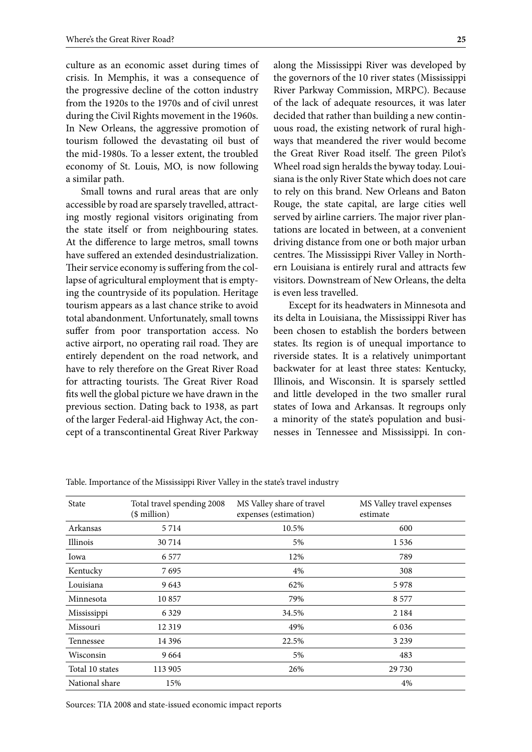culture as an economic asset during times of crisis. In Memphis, it was a consequence of the progressive decline of the cotton industry from the 1920s to the 1970s and of civil unrest during the Civil Rights movement in the 1960s. In New Orleans, the aggressive promotion of tourism followed the devastating oil bust of the mid-1980s. To a lesser extent, the troubled economy of St. Louis, MO, is now following a similar path.

Small towns and rural areas that are only accessible by road are sparsely travelled, attracting mostly regional visitors originating from the state itself or from neighbouring states. At the difference to large metros, small towns have suffered an extended desindustrialization. Their service economy is suffering from the collapse of agricultural employment that is emptying the countryside of its population. Heritage tourism appears as a last chance strike to avoid total abandonment. Unfortunately, small towns suffer from poor transportation access. No active airport, no operating rail road. They are entirely dependent on the road network, and have to rely therefore on the Great River Road for attracting tourists. The Great River Road fits well the global picture we have drawn in the previous section. Dating back to 1938, as part of the larger Federal-aid Highway Act, the concept of a transcontinental Great River Parkway along the Mississippi River was developed by the governors of the 10 river states (Mississippi River Parkway Commission, MRPC). Because of the lack of adequate resources, it was later decided that rather than building a new continuous road, the existing network of rural highways that meandered the river would become the Great River Road itself. The green Pilot's Wheel road sign heralds the byway today. Louisiana is the only River State which does not care to rely on this brand. New Orleans and Baton Rouge, the state capital, are large cities well served by airline carriers. The major river plantations are located in between, at a convenient driving distance from one or both major urban centres. The Mississippi River Valley in Northern Louisiana is entirely rural and attracts few visitors. Downstream of New Orleans, the delta is even less travelled.

Except for its headwaters in Minnesota and its delta in Louisiana, the Mississippi River has been chosen to establish the borders between states. Its region is of unequal importance to riverside states. It is a relatively unimportant backwater for at least three states: Kentucky, Illinois, and Wisconsin. It is sparsely settled and little developed in the two smaller rural states of Iowa and Arkansas. It regroups only a minority of the state's population and businesses in Tennessee and Mississippi. In con-

Table. Importance of the Mississippi River Valley in the state's travel industry

| State | Total travel spending 2008 ($ million) | MS Valley share of travel expenses (estimation) | MS Valley travel expenses estimate |
|---|---|---|---|
| Arkansas | 5 714 | 10.5% | 600 |
| Illinois | 30 714 | 5% | 1 536 |
| Iowa | 6 577 | 12% | 789 |
| Kentucky | 7 695 | 4% | 308 |
| Louisiana | 9 643 | 62% | 5 978 |
| Minnesota | 10 857 | 79% | 8 577 |
| Mississippi | 6 329 | 34.5% | 2 184 |
| Missouri | 12 319 | 49% | 6 036 |
| Tennessee | 14 396 | 22.5% | 3 239 |
| Wisconsin | 9 664 | 5% | 483 |
| Total 10 states | 113 905 | 26% | 29 730 |
| National share | 15% | | 4% |

Sources: TIA 2008 and state-issued economic impact reports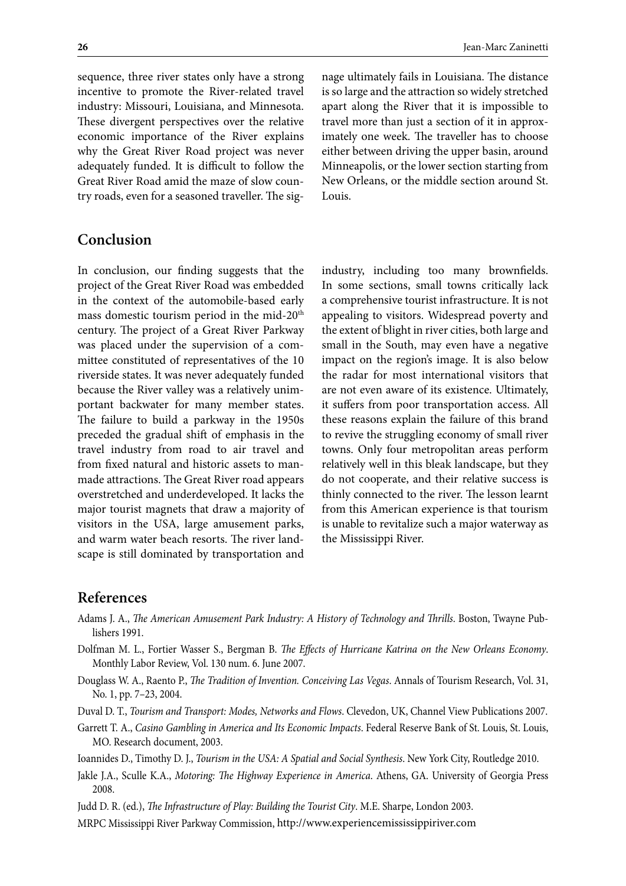sequence, three river states only have a strong incentive to promote the River-related travel industry: Missouri, Louisiana, and Minnesota. These divergent perspectives over the relative economic importance of the River explains why the Great River Road project was never adequately funded. It is difficult to follow the Great River Road amid the maze of slow country roads, even for a seasoned traveller. The signage ultimately fails in Louisiana. The distance is so large and the attraction so widely stretched apart along the River that it is impossible to travel more than just a section of it in approximately one week. The traveller has to choose either between driving the upper basin, around Minneapolis, or the lower section starting from New Orleans, or the middle section around St. Louis.

## Conclusion

In conclusion, our finding suggests that the project of the Great River Road was embedded in the context of the automobile-based early mass domestic tourism period in the mid-20th century. The project of a Great River Parkway was placed under the supervision of a committee constituted of representatives of the 10 riverside states. It was never adequately funded because the River valley was a relatively unimportant backwater for many member states. The failure to build a parkway in the 1950s preceded the gradual shift of emphasis in the travel industry from road to air travel and from fixed natural and historic assets to man-made attractions. The Great River road appears overstretched and underdeveloped. It lacks the major tourist magnets that draw a majority of visitors in the USA, large amusement parks, and warm water beach resorts. The river landscape is still dominated by transportation and industry, including too many brownfields. In some sections, small towns critically lack a comprehensive tourist infrastructure. It is not appealing to visitors. Widespread poverty and the extent of blight in river cities, both large and small in the South, may even have a negative impact on the region's image. It is also below the radar for most international visitors that are not even aware of its existence. Ultimately, it suffers from poor transportation access. All these reasons explain the failure of this brand to revive the struggling economy of small river towns. Only four metropolitan areas perform relatively well in this bleak landscape, but they do not cooperate, and their relative success is thinly connected to the river. The lesson learnt from this American experience is that tourism is unable to revitalize such a major waterway as the Mississippi River.

## References

Adams J. A., *The American Amusement Park Industry: A History of Technology and Thrills*. Boston, Twayne Publishers 1991.

Dolfman M. L., Fortier Wasser S., Bergman B. *The Effects of Hurricane Katrina on the New Orleans Economy*. Monthly Labor Review, Vol. 130 num. 6. June 2007.

Douglass W. A., Raento P., *The Tradition of Invention. Conceiving Las Vegas*. Annals of Tourism Research, Vol. 31, No. 1, pp. 7–23, 2004.

Duval D. T., *Tourism and Transport: Modes, Networks and Flows*. Clevedon, UK, Channel View Publications 2007.

Garrett T. A., *Casino Gambling in America and Its Economic Impacts*. Federal Reserve Bank of St. Louis, St. Louis, MO. Research document, 2003.

Ioannides D., Timothy D. J., *Tourism in the USA: A Spatial and Social Synthesis*. New York City, Routledge 2010.

Jakle J.A., Sculle K.A., *Motoring: The Highway Experience in America*. Athens, GA. University of Georgia Press 2008.

Judd D. R. (ed.), *The Infrastructure of Play: Building the Tourist City*. M.E. Sharpe, London 2003.

MRPC Mississippi River Parkway Commission, http://www.experiencemississippiriver.com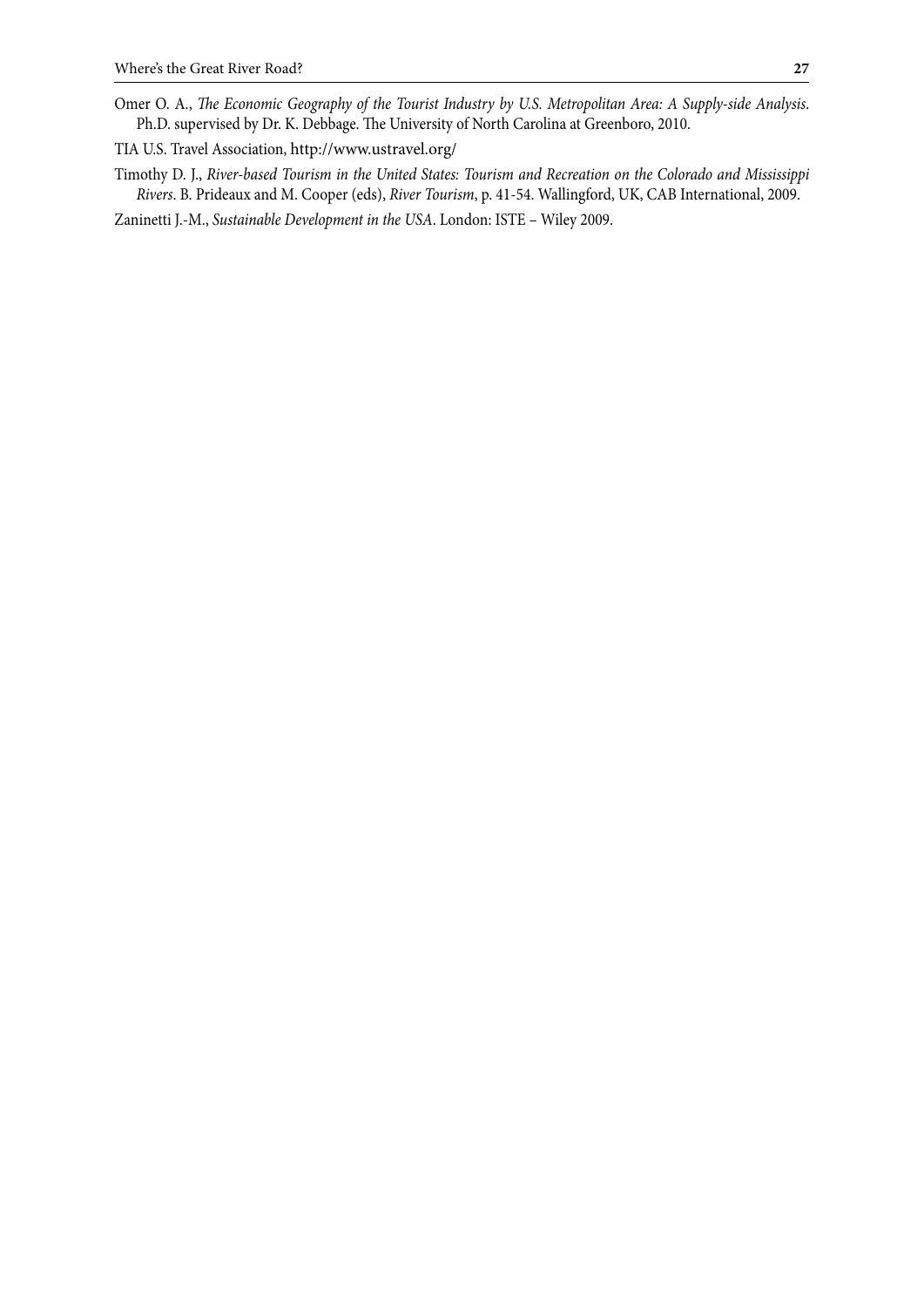Omer O. A., *The Economic Geography of the Tourist Industry by U.S. Metropolitan Area: A Supply-side Analysis*. Ph.D. supervised by Dr. K. Debbage. The University of North Carolina at Greenboro, 2010.

TIA U.S. Travel Association, http://www.ustravel.org/

Timothy D. J., *River-based Tourism in the United States: Tourism and Recreation on the Colorado and Mississippi Rivers*. B. Prideaux and M. Cooper (eds), *River Tourism*, p. 41-54. Wallingford, UK, CAB International, 2009.

Zaninetti J.-M., *Sustainable Development in the USA*. London: ISTE – Wiley 2009.